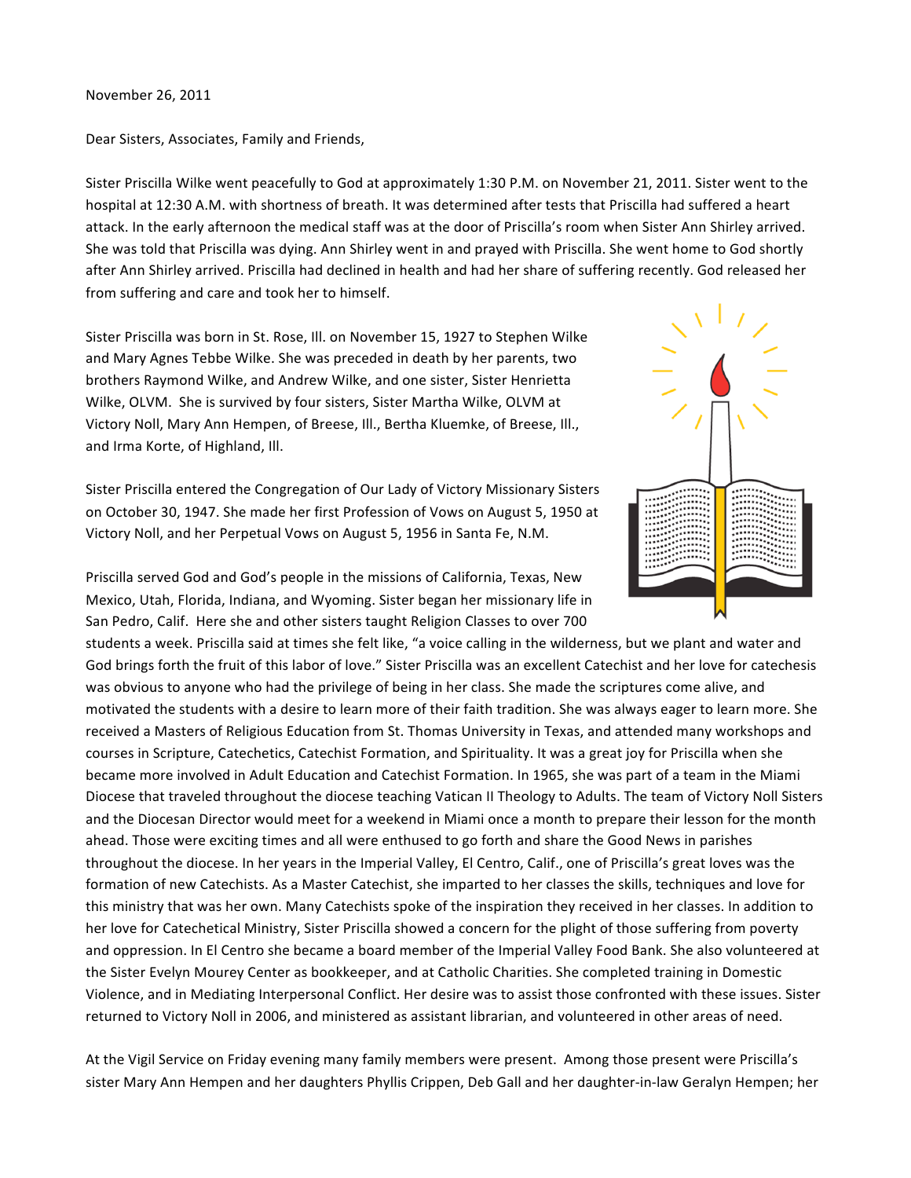November 26, 2011

Dear Sisters, Associates, Family and Friends,

Sister Priscilla Wilke went peacefully to God at approximately 1:30 P.M. on November 21, 2011. Sister went to the hospital at 12:30 A.M. with shortness of breath. It was determined after tests that Priscilla had suffered a heart attack. In the early afternoon the medical staff was at the door of Priscilla's room when Sister Ann Shirley arrived. She was told that Priscilla was dying. Ann Shirley went in and prayed with Priscilla. She went home to God shortly after Ann Shirley arrived. Priscilla had declined in health and had her share of suffering recently. God released her from suffering and care and took her to himself.

Sister Priscilla was born in St. Rose, Ill. on November 15, 1927 to Stephen Wilke and Mary Agnes Tebbe Wilke. She was preceded in death by her parents, two brothers Raymond Wilke, and Andrew Wilke, and one sister, Sister Henrietta Wilke, OLVM. She is survived by four sisters, Sister Martha Wilke, OLVM at Victory Noll, Mary Ann Hempen, of Breese, Ill., Bertha Kluemke, of Breese, Ill., and Irma Korte, of Highland, Ill.

Sister Priscilla entered the Congregation of Our Lady of Victory Missionary Sisters on October 30, 1947. She made her first Profession of Vows on August 5, 1950 at Victory Noll, and her Perpetual Vows on August 5, 1956 in Santa Fe, N.M.

Priscilla served God and God's people in the missions of California, Texas, New Mexico, Utah, Florida, Indiana, and Wyoming. Sister began her missionary life in San Pedro, Calif. Here she and other sisters taught Religion Classes to over 700 students a week. Priscilla said at times she felt like, "a voice calling in the wilderness, but we plant and water and God brings forth the fruit of this labor of love." Sister Priscilla was an excellent Catechist and her love for catechesis was obvious to anyone who had the privilege of being in her class. She made the scriptures come alive, and motivated the students with a desire to learn more of their faith tradition. She was always eager to learn more. She received a Masters of Religious Education from St. Thomas University in Texas, and attended many workshops and courses in Scripture, Catechetics, Catechist Formation, and Spirituality. It was a great joy for Priscilla when she became more involved in Adult Education and Catechist Formation. In 1965, she was part of a team in the Miami Diocese that traveled throughout the diocese teaching Vatican II Theology to Adults. The team of Victory Noll Sisters and the Diocesan Director would meet for a weekend in Miami once a month to prepare their lesson for the month ahead. Those were exciting times and all were enthused to go forth and share the Good News in parishes throughout the diocese. In her years in the Imperial Valley, El Centro, Calif., one of Priscilla's great loves was the formation of new Catechists. As a Master Catechist, she imparted to her classes the skills, techniques and love for this ministry that was her own. Many Catechists spoke of the inspiration they received in her classes. In addition to her love for Catechetical Ministry, Sister Priscilla showed a concern for the plight of those suffering from poverty and oppression. In El Centro she became a board member of the Imperial Valley Food Bank. She also volunteered at the Sister Evelyn Mourey Center as bookkeeper, and at Catholic Charities. She completed training in Domestic Violence, and in Mediating Interpersonal Conflict. Her desire was to assist those confronted with these issues. Sister returned to Victory Noll in 2006, and ministered as assistant librarian, and volunteered in other areas of need.

At the Vigil Service on Friday evening many family members were present. Among those present were Priscilla's sister Mary Ann Hempen and her daughters Phyllis Crippen, Deb Gall and her daughter-in-law Geralyn Hempen; her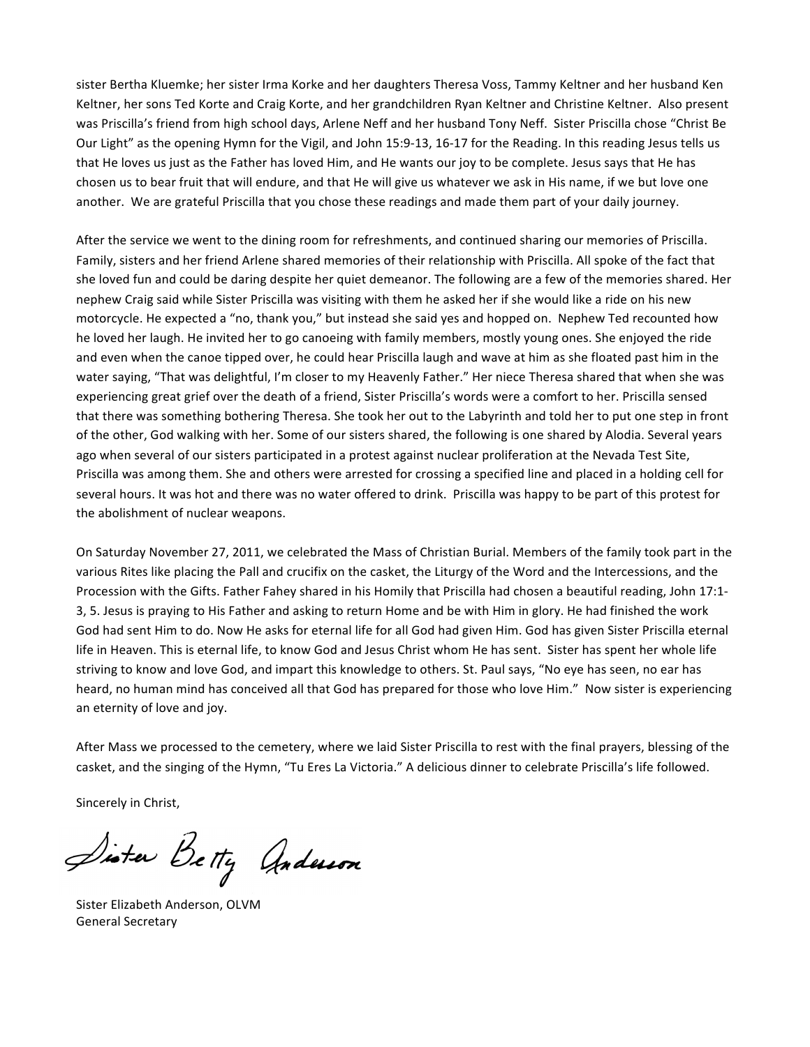sister Bertha Kluemke; her sister Irma Korke and her daughters Theresa Voss, Tammy Keltner and her husband Ken Keltner, her sons Ted Korte and Craig Korte, and her grandchildren Ryan Keltner and Christine Keltner. Also present was Priscilla's friend from high school days, Arlene Neff and her husband Tony Neff. Sister Priscilla chose "Christ Be Our Light" as the opening Hymn for the Vigil, and John 15:9-13, 16-17 for the Reading. In this reading Jesus tells us that He loves us just as the Father has loved Him, and He wants our joy to be complete. Jesus says that He has chosen us to bear fruit that will endure, and that He will give us whatever we ask in His name, if we but love one another. We are grateful Priscilla that you chose these readings and made them part of your daily journey.

After the service we went to the dining room for refreshments, and continued sharing our memories of Priscilla. Family, sisters and her friend Arlene shared memories of their relationship with Priscilla. All spoke of the fact that she loved fun and could be daring despite her quiet demeanor. The following are a few of the memories shared. Her nephew Craig said while Sister Priscilla was visiting with them he asked her if she would like a ride on his new motorcycle. He expected a "no, thank you," but instead she said yes and hopped on. Nephew Ted recounted how he loved her laugh. He invited her to go canoeing with family members, mostly young ones. She enjoyed the ride and even when the canoe tipped over, he could hear Priscilla laugh and wave at him as she floated past him in the water saying, "That was delightful, I'm closer to my Heavenly Father." Her niece Theresa shared that when she was experiencing great grief over the death of a friend, Sister Priscilla's words were a comfort to her. Priscilla sensed that there was something bothering Theresa. She took her out to the Labyrinth and told her to put one step in front of the other, God walking with her. Some of our sisters shared, the following is one shared by Alodia. Several years ago when several of our sisters participated in a protest against nuclear proliferation at the Nevada Test Site, Priscilla was among them. She and others were arrested for crossing a specified line and placed in a holding cell for several hours. It was hot and there was no water offered to drink. Priscilla was happy to be part of this protest for the abolishment of nuclear weapons.

On Saturday November 27, 2011, we celebrated the Mass of Christian Burial. Members of the family took part in the various Rites like placing the Pall and crucifix on the casket, the Liturgy of the Word and the Intercessions, and the Procession with the Gifts. Father Fahey shared in his Homily that Priscilla had chosen a beautiful reading, John 17:1-3, 5. Jesus is praying to His Father and asking to return Home and be with Him in glory. He had finished the work God had sent Him to do. Now He asks for eternal life for all God had given Him. God has given Sister Priscilla eternal life in Heaven. This is eternal life, to know God and Jesus Christ whom He has sent. Sister has spent her whole life striving to know and love God, and impart this knowledge to others. St. Paul says, "No eye has seen, no ear has heard, no human mind has conceived all that God has prepared for those who love Him." Now sister is experiencing an eternity of love and joy.

After Mass we processed to the cemetery, where we laid Sister Priscilla to rest with the final prayers, blessing of the casket, and the singing of the Hymn, "Tu Eres La Victoria." A delicious dinner to celebrate Priscilla's life followed.

Sincerely in Christ,

Sister Betty Anderson

Sister Elizabeth Anderson, OLVM
General Secretary